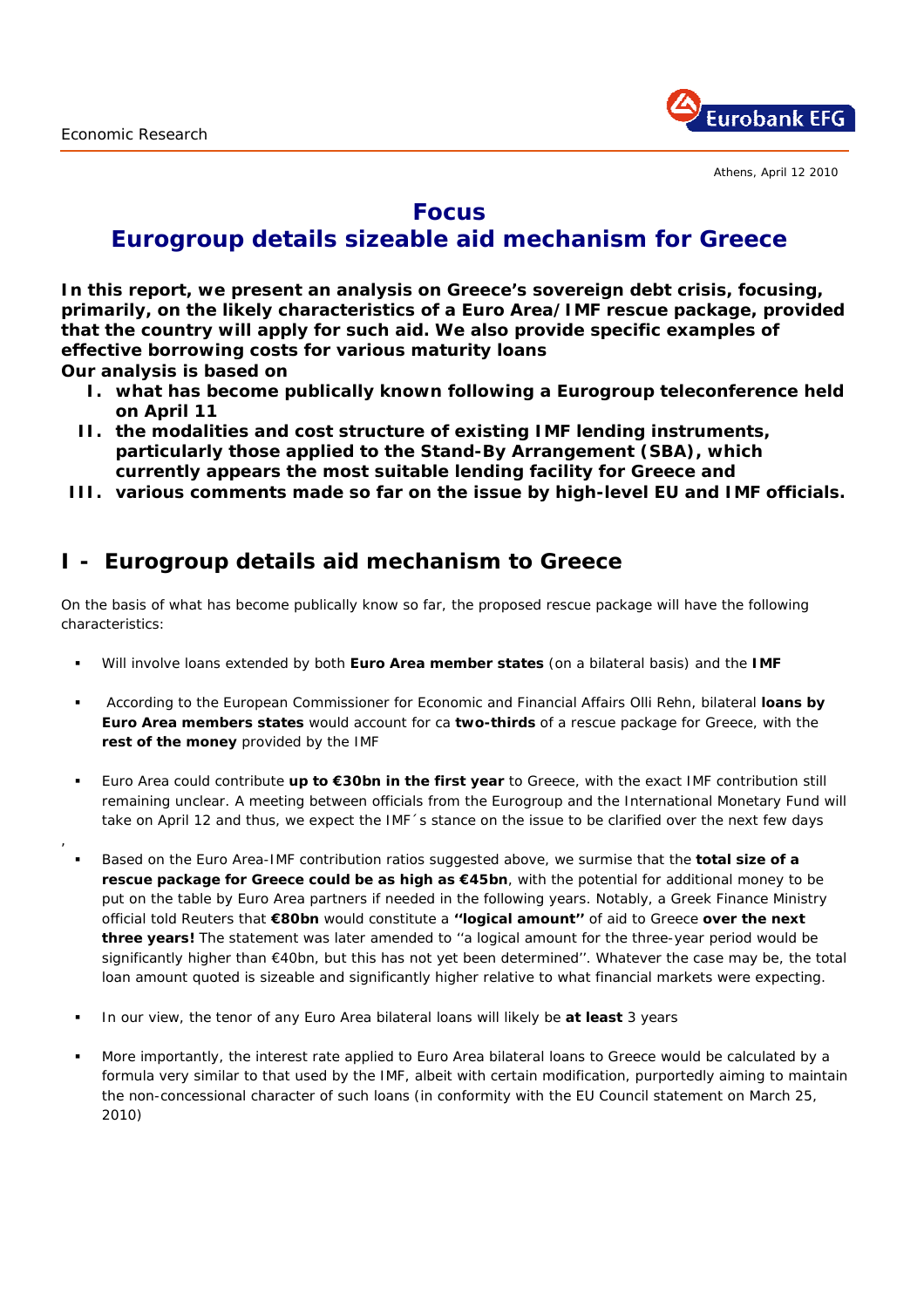Economic Research

Athens, April 12 2010

# Focus
# Eurogroup details sizeable aid mechanism for Greece

**In this report, we present an analysis on Greece's sovereign debt crisis, focusing, primarily, on the likely characteristics of a Euro Area/IMF rescue package, provided that the country will apply for such aid. We also provide specific examples of effective borrowing costs for various maturity loans**

**Our analysis is based on**

I. **what has become publically known following a Eurogroup teleconference held on April 11**
II. **the modalities and cost structure of existing IMF lending instruments, particularly those applied to the Stand-By Arrangement (SBA), which currently appears the most suitable lending facility for Greece and**
III. **various comments made so far on the issue by high-level EU and IMF officials.**

## I - Eurogroup details aid mechanism to Greece

On the basis of what has become publically know so far, the proposed rescue package will have the following characteristics:

- Will involve loans extended by both **Euro Area member states** (on a bilateral basis) and the **IMF**
- According to the European Commissioner for Economic and Financial Affairs Olli Rehn, bilateral **loans by Euro Area members states** would account for ca **two-thirds** of a rescue package for Greece, with the **rest of the money** provided by the IMF
- Euro Area could contribute **up to €30bn in the first year** to Greece, with the exact IMF contribution still remaining unclear. A meeting between officials from the Eurogroup and the International Monetary Fund will take on April 12 and thus, we expect the IMF´s stance on the issue to be clarified over the next few days
- Based on the Euro Area-IMF contribution ratios suggested above, we surmise that the **total size of a rescue package for Greece could be as high as €45bn**, with the potential for additional money to be put on the table by Euro Area partners if needed in the following years. Notably, a Greek Finance Ministry official told Reuters that **€80bn** would constitute a **''logical amount''** of aid to Greece **over the next three years!** The statement was later amended to ''a logical amount for the three-year period would be significantly higher than €40bn, but this has not yet been determined''. Whatever the case may be, the total loan amount quoted is sizeable and significantly higher relative to what financial markets were expecting.
- In our view, the tenor of any Euro Area bilateral loans will likely be **at least** 3 years
- More importantly, the interest rate applied to Euro Area bilateral loans to Greece would be calculated by a formula very similar to that used by the IMF, albeit with certain modification, purportedly aiming to maintain the non-concessional character of such loans (in conformity with the EU Council statement on March 25, 2010)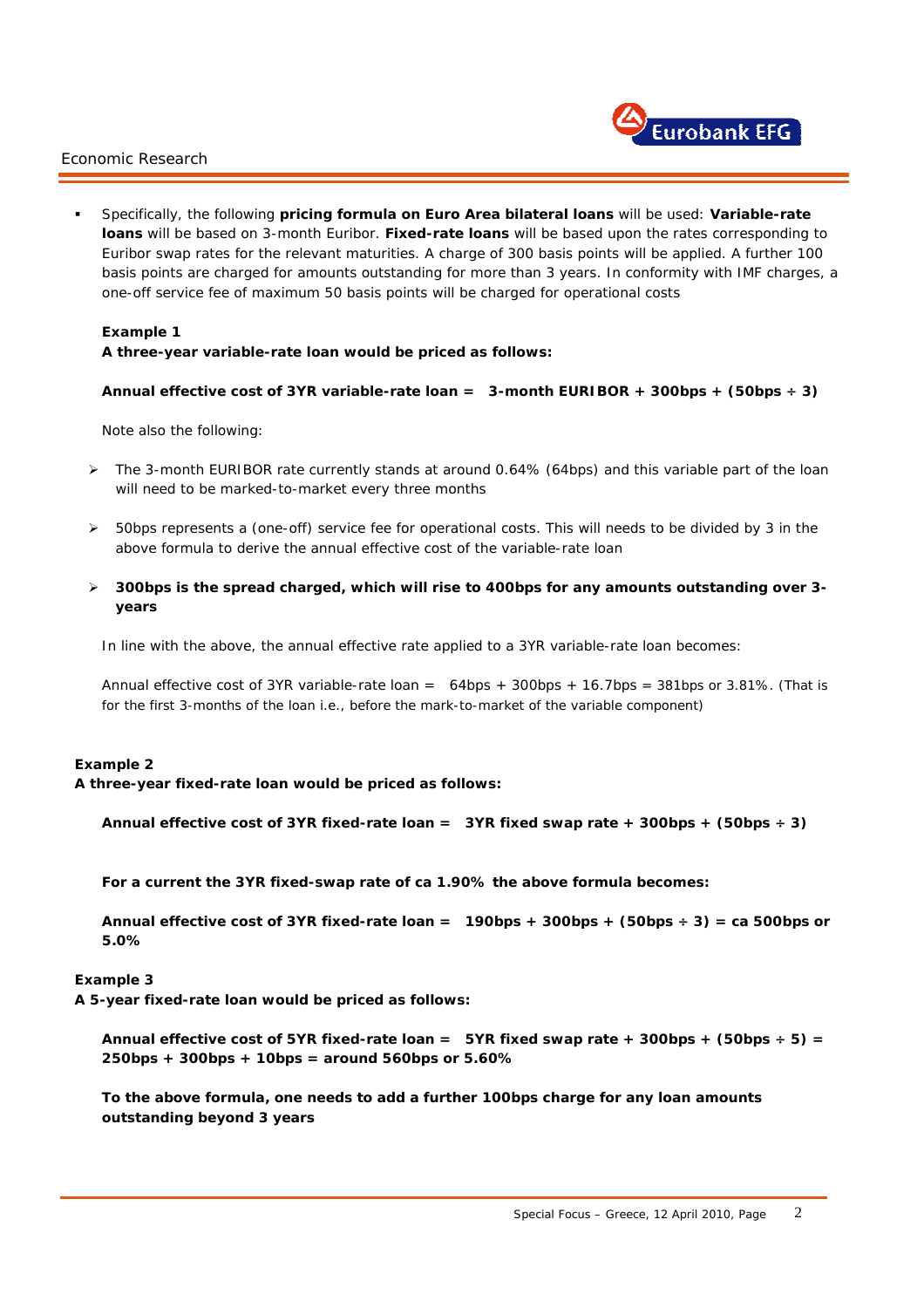- Specifically, the following **pricing formula on Euro Area bilateral loans** will be used: **Variable-rate loans** will be based on 3-month Euribor. **Fixed-rate loans** will be based upon the rates corresponding to Euribor swap rates for the relevant maturities. A charge of 300 basis points will be applied. A further 100 basis points are charged for amounts outstanding for more than 3 years. In conformity with IMF charges, a one-off service fee of maximum 50 basis points will be charged for operational costs

**Example 1**
**A three-year variable-rate loan would be priced as follows:**

**Annual effective cost of 3YR variable-rate loan = 3-month EURIBOR + 300bps + (50bps ÷ 3)**

Note also the following:

- The 3-month EURIBOR rate currently stands at around 0.64% (64bps) and this variable part of the loan will need to be marked-to-market every three months
- 50bps represents a (one-off) service fee for operational costs. This will needs to be divided by 3 in the above formula to derive the annual effective cost of the variable-rate loan
- **300bps is the spread charged, which will rise to 400bps for any amounts outstanding over 3-years**

In line with the above, the annual effective rate applied to a 3YR variable-rate loan becomes:

Annual effective cost of 3YR variable-rate loan = 64bps + 300bps + 16.7bps = 381bps or 3.81%. (That is for the first 3-months of the loan i.e., before the mark-to-market of the variable component)

**Example 2**
**A three-year fixed-rate loan would be priced as follows:**

**Annual effective cost of 3YR fixed-rate loan = 3YR fixed swap rate + 300bps + (50bps ÷ 3)**

**For a current the 3YR fixed-swap rate of ca 1.90% the above formula becomes:**

**Annual effective cost of 3YR fixed-rate loan = 190bps + 300bps + (50bps ÷ 3) = ca 500bps or 5.0%**

**Example 3**
**A 5-year fixed-rate loan would be priced as follows:**

**Annual effective cost of 5YR fixed-rate loan = 5YR fixed swap rate + 300bps + (50bps ÷ 5) = 250bps + 300bps + 10bps = around 560bps or 5.60%**

**To the above formula, one needs to add a further 100bps charge for any loan amounts outstanding beyond 3 years**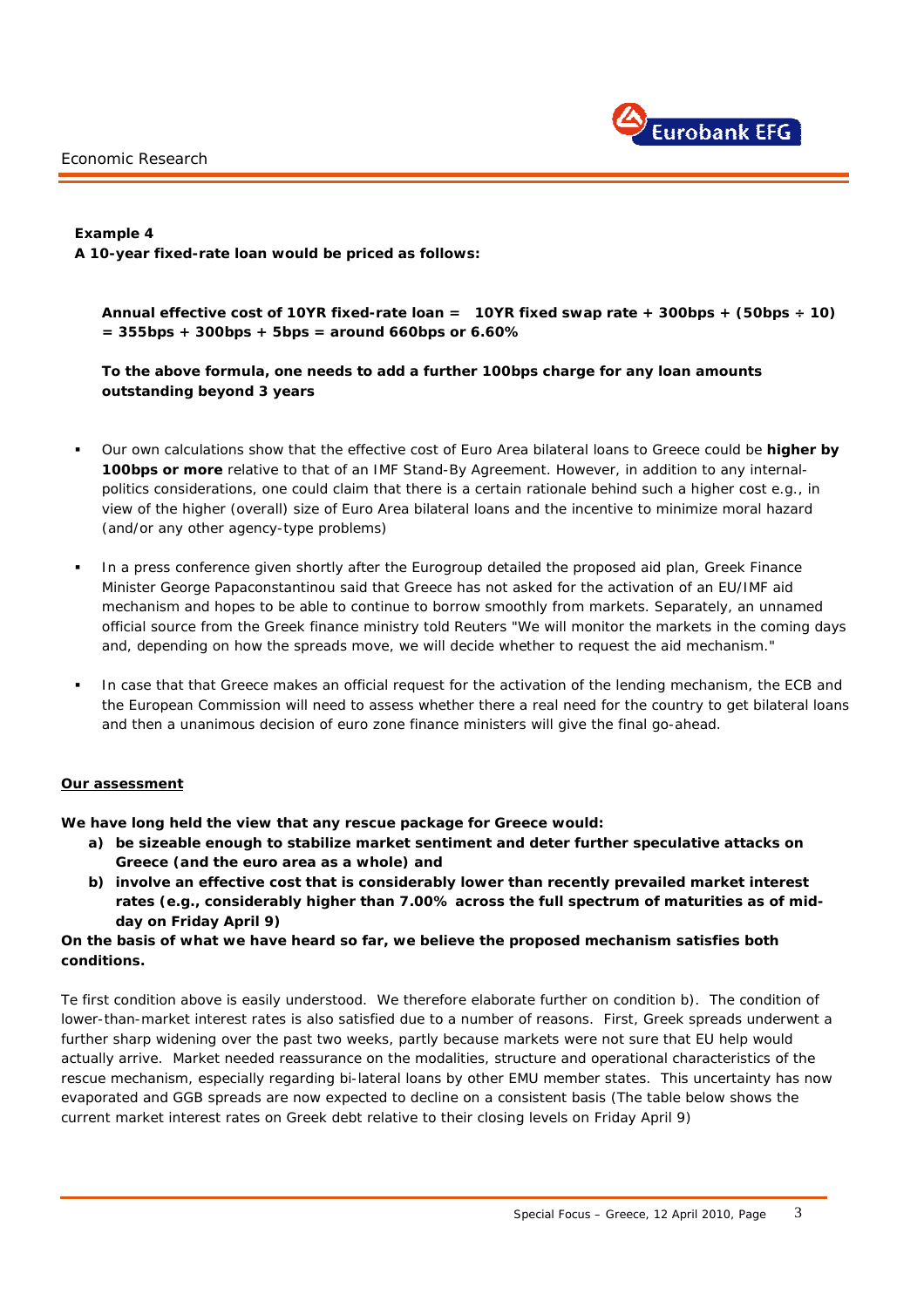**Example 4**
**A 10-year fixed-rate loan would be priced as follows:**

**Annual effective cost of 10YR fixed-rate loan = 10YR fixed swap rate + 300bps + (50bps ÷ 10) = 355bps + 300bps + 5bps = around 660bps or 6.60%**

**To the above formula, one needs to add a further 100bps charge for any loan amounts outstanding beyond 3 years**

- Our own calculations show that the effective cost of Euro Area bilateral loans to Greece could be **higher by 100bps or more** relative to that of an IMF Stand-By Agreement. However, in addition to any internal-politics considerations, one could claim that there is a certain rationale behind such a higher cost e.g., in view of the higher (overall) size of Euro Area bilateral loans and the incentive to minimize moral hazard (and/or any other agency-type problems)

- In a press conference given shortly after the Eurogroup detailed the proposed aid plan, Greek Finance Minister George Papaconstantinou said that Greece has not asked for the activation of an EU/IMF aid mechanism and hopes to be able to continue to borrow smoothly from markets. Separately, an unnamed official source from the Greek finance ministry told Reuters "We will monitor the markets in the coming days and, depending on how the spreads move, we will decide whether to request the aid mechanism."

- In case that that Greece makes an official request for the activation of the lending mechanism, the ECB and the European Commission will need to assess whether there a real need for the country to get bilateral loans and then a unanimous decision of euro zone finance ministers will give the final go-ahead.

**Our assessment**

**We have long held the view that any rescue package for Greece would:**

a) **be sizeable enough to stabilize market sentiment and deter further speculative attacks on Greece (and the euro area as a whole) and**
b) **involve an effective cost that is considerably lower than recently prevailed market interest rates (e.g., considerably higher than 7.00% across the full spectrum of maturities as of mid-day on Friday April 9)**

**On the basis of what we have heard so far, we believe the proposed mechanism satisfies both conditions.**

Te first condition above is easily understood. We therefore elaborate further on condition b). The condition of lower-than-market interest rates is also satisfied due to a number of reasons. First, Greek spreads underwent a further sharp widening over the past two weeks, partly because markets were not sure that EU help would actually arrive. Market needed reassurance on the modalities, structure and operational characteristics of the rescue mechanism, especially regarding bi-lateral loans by other EMU member states. This uncertainty has now evaporated and GGB spreads are now expected to decline on a consistent basis (The table below shows the current market interest rates on Greek debt relative to their closing levels on Friday April 9)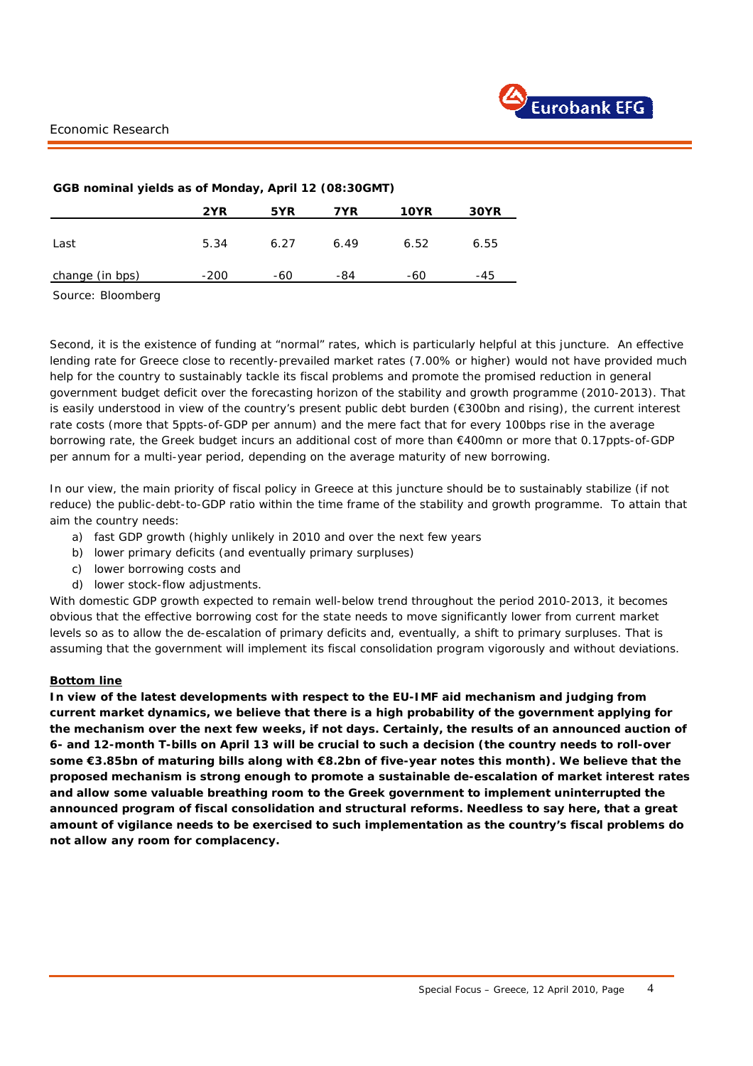**GGB nominal yields as of Monday, April 12 (08:30GMT)**

| | 2YR | 5YR | 7YR | 10YR | 30YR |
|---|---|---|---|---|---|
| Last | 5.34 | 6.27 | 6.49 | 6.52 | 6.55 |
| change (in bps) | -200 | -60 | -84 | -60 | -45 |

Source: Bloomberg

Second, it is the existence of funding at "normal" rates, which is particularly helpful at this juncture. An effective lending rate for Greece close to recently-prevailed market rates (7.00% or higher) would not have provided much help for the country to sustainably tackle its fiscal problems and promote the promised reduction in general government budget deficit over the forecasting horizon of the stability and growth programme (2010-2013). That is easily understood in view of the country's present public debt burden (€300bn and rising), the current interest rate costs (more that 5ppts-of-GDP per annum) and the mere fact that for every 100bps rise in the average borrowing rate, the Greek budget incurs an additional cost of more than €400mn or more that 0.17ppts-of-GDP per annum for a multi-year period, depending on the average maturity of new borrowing.

In our view, the main priority of fiscal policy in Greece at this juncture should be to sustainably stabilize (if not reduce) the public-debt-to-GDP ratio within the time frame of the stability and growth programme. To attain that aim the country needs:

a) fast GDP growth (highly unlikely in 2010 and over the next few years
b) lower primary deficits (and eventually primary surpluses)
c) lower borrowing costs and
d) lower stock-flow adjustments.

With domestic GDP growth expected to remain well-below trend throughout the period 2010-2013, it becomes obvious that the effective borrowing cost for the state needs to move significantly lower from current market levels so as to allow the de-escalation of primary deficits and, eventually, a shift to primary surpluses. That is assuming that the government will implement its fiscal consolidation program vigorously and without deviations.

**Bottom line**

**In view of the latest developments with respect to the EU-IMF aid mechanism and judging from current market dynamics, we believe that there is a high probability of the government applying for the mechanism over the next few weeks, if not days. Certainly, the results of an announced auction of 6- and 12-month T-bills on April 13 will be crucial to such a decision (the country needs to roll-over some €3.85bn of maturing bills along with €8.2bn of five-year notes this month). We believe that the proposed mechanism is strong enough to promote a sustainable de-escalation of market interest rates and allow some valuable breathing room to the Greek government to implement uninterrupted the announced program of fiscal consolidation and structural reforms. Needless to say here, that a great amount of vigilance needs to be exercised to such implementation as the country's fiscal problems do not allow any room for complacency.**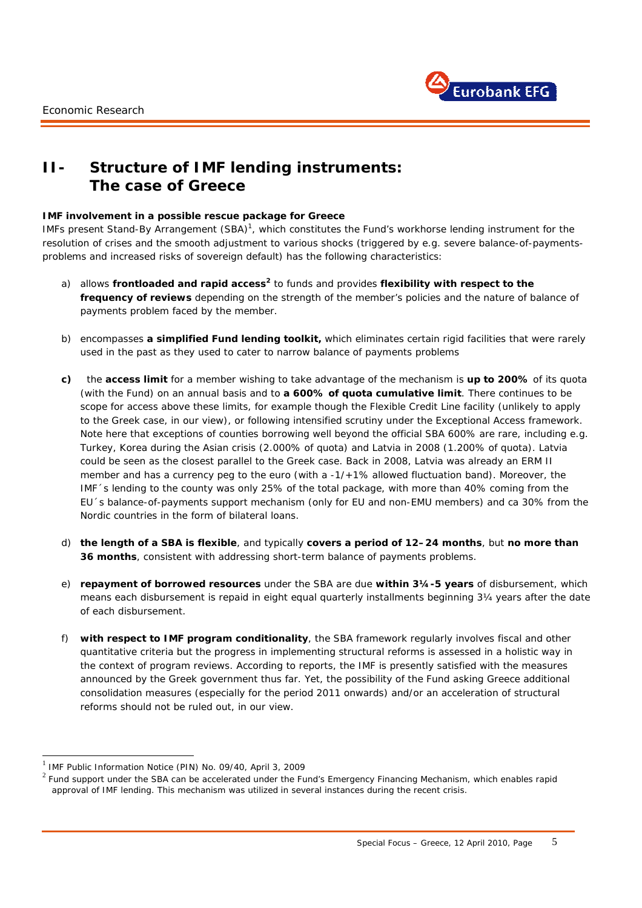## II- Structure of IMF lending instruments: The case of Greece

**IMF involvement in a possible rescue package for Greece**

IMFs present Stand-By Arrangement (SBA)[1], which constitutes the Fund's workhorse lending instrument for the resolution of crises and the smooth adjustment to various shocks (triggered by e.g. severe balance-of-payments-problems and increased risks of sovereign default) has the following characteristics:

a) allows **frontloaded and rapid access**[2] to funds and provides **flexibility with respect to the frequency of reviews** depending on the strength of the member's policies and the nature of balance of payments problem faced by the member.

b) encompasses **a simplified Fund lending toolkit,** which eliminates certain rigid facilities that were rarely used in the past as they used to cater to narrow balance of payments problems

**c)** the **access limit** for a member wishing to take advantage of the mechanism is **up to 200%** of its quota (with the Fund) on an annual basis and to **a 600% of quota cumulative limit**. There continues to be scope for access above these limits, for example though the Flexible Credit Line facility (unlikely to apply to the Greek case, in our view), or following intensified scrutiny under the Exceptional Access framework. Note here that exceptions of counties borrowing well beyond the official SBA 600% are rare, including e.g. Turkey, Korea during the Asian crisis (2.000% of quota) and Latvia in 2008 (1.200% of quota). Latvia could be seen as the closest parallel to the Greek case. Back in 2008, Latvia was already an ERM II member and has a currency peg to the euro (with a -1/+1% allowed fluctuation band). Moreover, the IMF´s lending to the county was only 25% of the total package, with more than 40% coming from the EU´s balance-of-payments support mechanism (only for EU and non-EMU members) and ca 30% from the Nordic countries in the form of bilateral loans.

d) **the length of a SBA is flexible**, and typically **covers a period of 12–24 months**, but **no more than 36 months**, consistent with addressing short-term balance of payments problems.

e) **repayment of borrowed resources** under the SBA are due **within 3¼-5 years** of disbursement, which means each disbursement is repaid in eight equal quarterly installments beginning 3¼ years after the date of each disbursement.

f) **with respect to IMF program conditionality**, the SBA framework regularly involves fiscal and other quantitative criteria but the progress in implementing structural reforms is assessed in a holistic way in the context of program reviews. According to reports, the IMF is presently satisfied with the measures announced by the Greek government thus far. Yet, the possibility of the Fund asking Greece additional consolidation measures (especially for the period 2011 onwards) and/or an acceleration of structural reforms should not be ruled out, in our view.

---

[1] IMF Public Information Notice (PIN) No. 09/40, April 3, 2009

[2] Fund support under the SBA can be accelerated under the Fund's Emergency Financing Mechanism, which enables rapid approval of IMF lending. This mechanism was utilized in several instances during the recent crisis.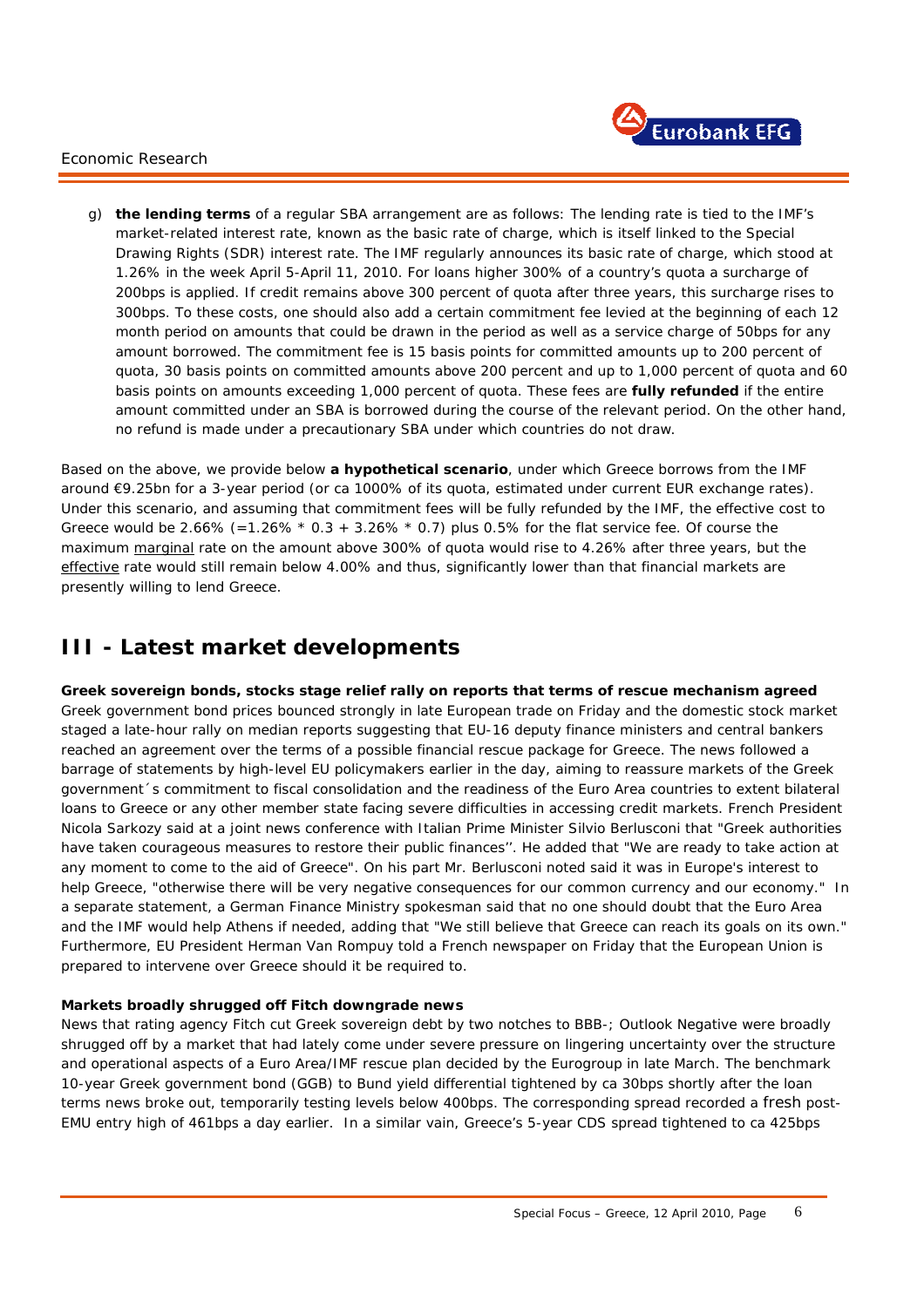g) **the lending terms** of a regular SBA arrangement are as follows: The lending rate is tied to the IMF's market-related interest rate, known as the basic rate of charge, which is itself linked to the Special Drawing Rights (SDR) interest rate. The IMF regularly announces its basic rate of charge, which stood at 1.26% in the week April 5-April 11, 2010. For loans higher 300% of a country's quota a surcharge of 200bps is applied. If credit remains above 300 percent of quota after three years, this surcharge rises to 300bps. To these costs, one should also add a certain commitment fee levied at the beginning of each 12 month period on amounts that could be drawn in the period as well as a service charge of 50bps for any amount borrowed. The commitment fee is 15 basis points for committed amounts up to 200 percent of quota, 30 basis points on committed amounts above 200 percent and up to 1,000 percent of quota and 60 basis points on amounts exceeding 1,000 percent of quota. These fees are **fully refunded** if the entire amount committed under an SBA is borrowed during the course of the relevant period. On the other hand, no refund is made under a precautionary SBA under which countries do not draw.

Based on the above, we provide below **a hypothetical scenario**, under which Greece borrows from the IMF around €9.25bn for a 3-year period (or ca 1000% of its quota, estimated under current EUR exchange rates). Under this scenario, and assuming that commitment fees will be fully refunded by the IMF, the effective cost to Greece would be 2.66% (=1.26% * 0.3 + 3.26% * 0.7) plus 0.5% for the flat service fee. Of course the maximum marginal rate on the amount above 300% of quota would rise to 4.26% after three years, but the effective rate would still remain below 4.00% and thus, significantly lower than that financial markets are presently willing to lend Greece.

# III - Latest market developments

**Greek sovereign bonds, stocks stage relief rally on reports that terms of rescue mechanism agreed**

Greek government bond prices bounced strongly in late European trade on Friday and the domestic stock market staged a late-hour rally on median reports suggesting that EU-16 deputy finance ministers and central bankers reached an agreement over the terms of a possible financial rescue package for Greece. The news followed a barrage of statements by high-level EU policymakers earlier in the day, aiming to reassure markets of the Greek government´s commitment to fiscal consolidation and the readiness of the Euro Area countries to extent bilateral loans to Greece or any other member state facing severe difficulties in accessing credit markets. French President Nicola Sarkozy said at a joint news conference with Italian Prime Minister Silvio Berlusconi that "Greek authorities have taken courageous measures to restore their public finances''. He added that "We are ready to take action at any moment to come to the aid of Greece". On his part Mr. Berlusconi noted said it was in Europe's interest to help Greece, "otherwise there will be very negative consequences for our common currency and our economy." In a separate statement, a German Finance Ministry spokesman said that no one should doubt that the Euro Area and the IMF would help Athens if needed, adding that "We still believe that Greece can reach its goals on its own." Furthermore, EU President Herman Van Rompuy told a French newspaper on Friday that the European Union is prepared to intervene over Greece should it be required to.

**Markets broadly shrugged off Fitch downgrade news**

News that rating agency Fitch cut Greek sovereign debt by two notches to BBB-; Outlook Negative were broadly shrugged off by a market that had lately come under severe pressure on lingering uncertainty over the structure and operational aspects of a Euro Area/IMF rescue plan decided by the Eurogroup in late March. The benchmark 10-year Greek government bond (GGB) to Bund yield differential tightened by ca 30bps shortly after the loan terms news broke out, temporarily testing levels below 400bps. The corresponding spread recorded a fresh post-EMU entry high of 461bps a day earlier. In a similar vain, Greece's 5-year CDS spread tightened to ca 425bps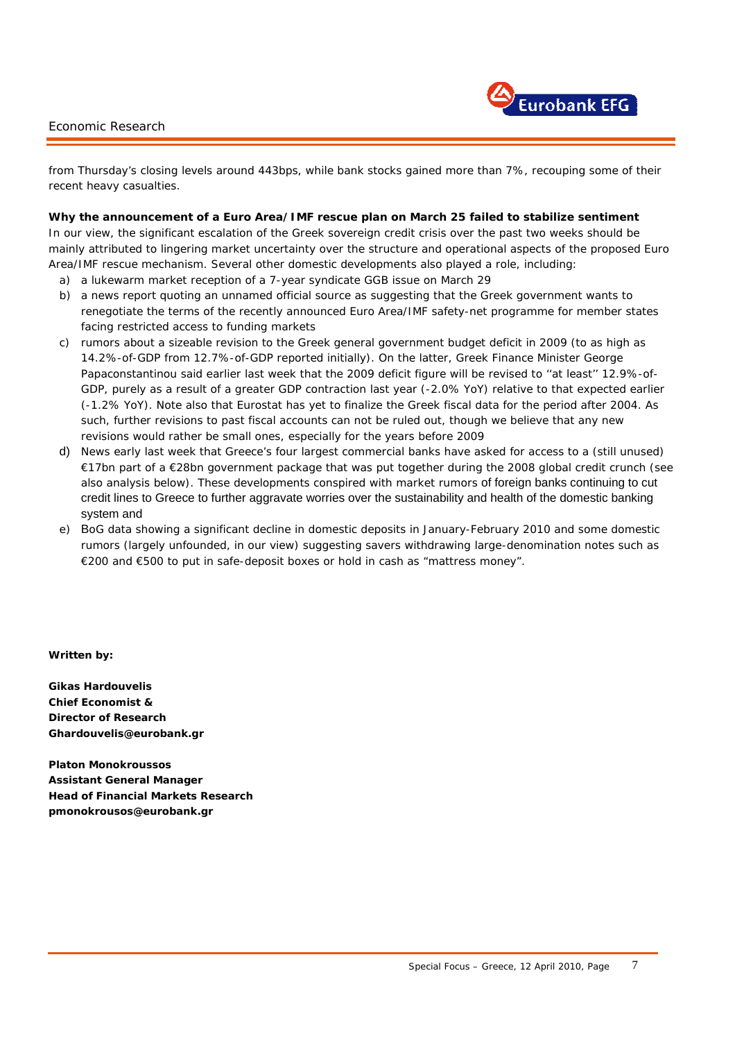from Thursday's closing levels around 443bps, while bank stocks gained more than 7%, recouping some of their recent heavy casualties.

**Why the announcement of a Euro Area/IMF rescue plan on March 25 failed to stabilize sentiment**

In our view, the significant escalation of the Greek sovereign credit crisis over the past two weeks should be mainly attributed to lingering market uncertainty over the structure and operational aspects of the proposed Euro Area/IMF rescue mechanism. Several other domestic developments also played a role, including:

a) a lukewarm market reception of a 7-year syndicate GGB issue on March 29
b) a news report quoting an unnamed official source as suggesting that the Greek government wants to renegotiate the terms of the recently announced Euro Area/IMF safety-net programme for member states facing restricted access to funding markets
c) rumors about a sizeable revision to the Greek general government budget deficit in 2009 (to as high as 14.2%-of-GDP from 12.7%-of-GDP reported initially). On the latter, Greek Finance Minister George Papaconstantinou said earlier last week that the 2009 deficit figure will be revised to ''at least'' 12.9%-of-GDP, purely as a result of a greater GDP contraction last year (-2.0% YoY) relative to that expected earlier (-1.2% YoY). Note also that Eurostat has yet to finalize the Greek fiscal data for the period after 2004. As such, further revisions to past fiscal accounts can not be ruled out, though we believe that any new revisions would rather be small ones, especially for the years before 2009
d) News early last week that Greece's four largest commercial banks have asked for access to a (still unused) €17bn part of a €28bn government package that was put together during the 2008 global credit crunch (see also analysis below). These developments conspired with market rumors of foreign banks continuing to cut credit lines to Greece to further aggravate worries over the sustainability and health of the domestic banking system and
e) BoG data showing a significant decline in domestic deposits in January-February 2010 and some domestic rumors (largely unfounded, in our view) suggesting savers withdrawing large-denomination notes such as €200 and €500 to put in safe-deposit boxes or hold in cash as "mattress money".

**Written by:**

**Gikas Hardouvelis**
**Chief Economist &**
**Director of Research**
**Ghardouvelis@eurobank.gr**

**Platon Monokroussos**
**Assistant General Manager**
**Head of Financial Markets Research**
**pmonokrousos@eurobank.gr**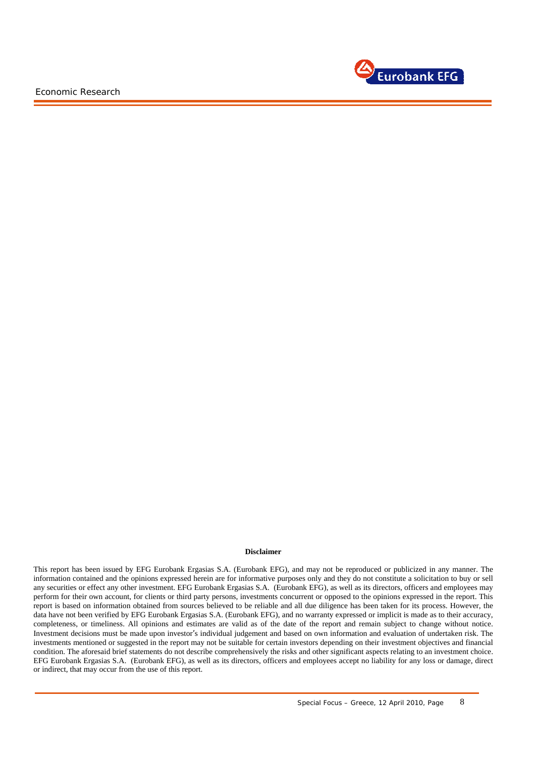**Disclaimer**

This report has been issued by EFG Eurobank Ergasias S.A. (Eurobank EFG), and may not be reproduced or publicized in any manner. The information contained and the opinions expressed herein are for informative purposes only and they do not constitute a solicitation to buy or sell any securities or effect any other investment. EFG Eurobank Ergasias S.A. (Eurobank EFG), as well as its directors, officers and employees may perform for their own account, for clients or third party persons, investments concurrent or opposed to the opinions expressed in the report. This report is based on information obtained from sources believed to be reliable and all due diligence has been taken for its process. However, the data have not been verified by EFG Eurobank Ergasias S.A. (Eurobank EFG), and no warranty expressed or implicit is made as to their accuracy, completeness, or timeliness. All opinions and estimates are valid as of the date of the report and remain subject to change without notice. Investment decisions must be made upon investor's individual judgement and based on own information and evaluation of undertaken risk. The investments mentioned or suggested in the report may not be suitable for certain investors depending on their investment objectives and financial condition. The aforesaid brief statements do not describe comprehensively the risks and other significant aspects relating to an investment choice. EFG Eurobank Ergasias S.A. (Eurobank EFG), as well as its directors, officers and employees accept no liability for any loss or damage, direct or indirect, that may occur from the use of this report.